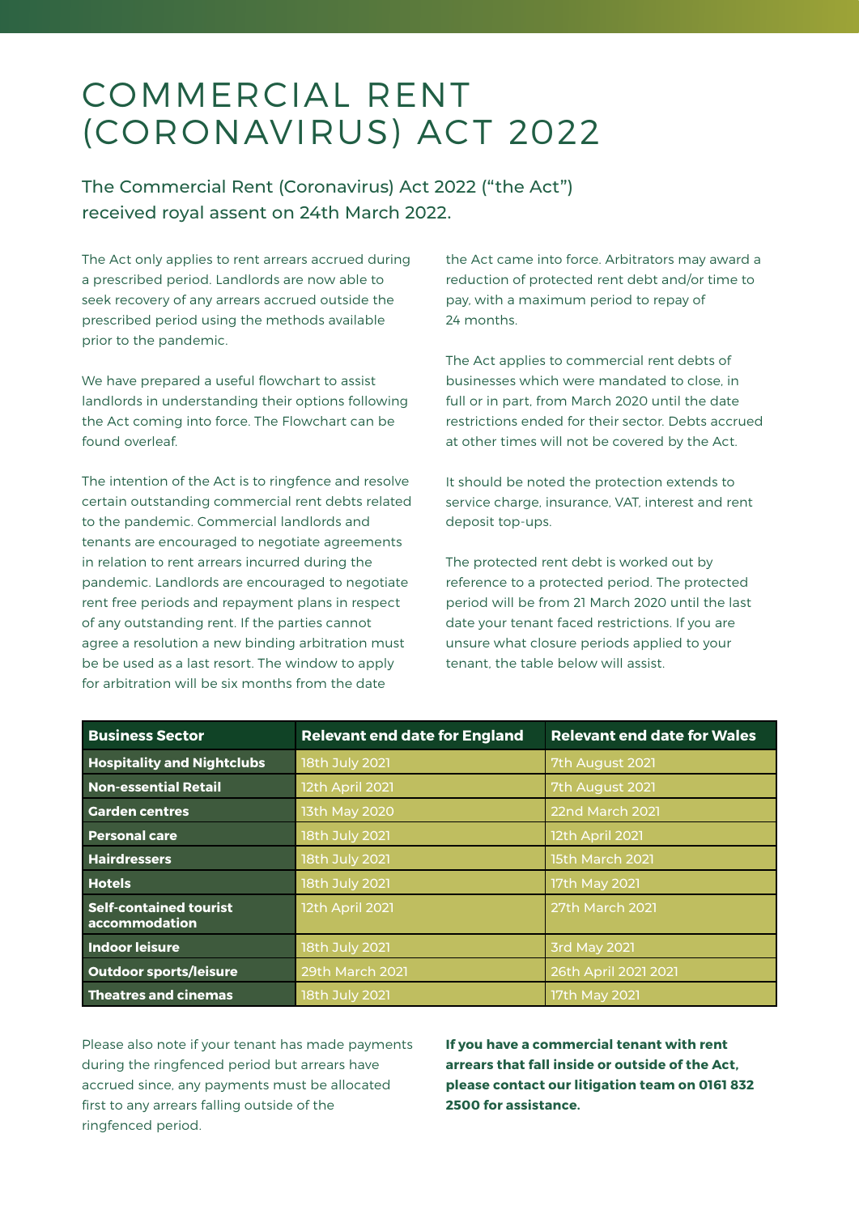# COMMERCIAL RENT (CORONAVIRUS) ACT 2022

## The Commercial Rent (Coronavirus) Act 2022 ("the Act") received royal assent on 24th March 2022.

The Act only applies to rent arrears accrued during a prescribed period. Landlords are now able to seek recovery of any arrears accrued outside the prescribed period using the methods available prior to the pandemic.

We have prepared a useful flowchart to assist landlords in understanding their options following the Act coming into force. The Flowchart can be found overleaf.

The intention of the Act is to ringfence and resolve certain outstanding commercial rent debts related to the pandemic. Commercial landlords and tenants are encouraged to negotiate agreements in relation to rent arrears incurred during the pandemic. Landlords are encouraged to negotiate rent free periods and repayment plans in respect of any outstanding rent. If the parties cannot agree a resolution a new binding arbitration must be be used as a last resort. The window to apply for arbitration will be six months from the date the Act came into force. Arbitrators may award a reduction of protected rent debt and/or time to pay, with a maximum period to repay of 24 months.

The Act applies to commercial rent debts of businesses which were mandated to close, in full or in part, from March 2020 until the date restrictions ended for their sector. Debts accrued at other times will not be covered by the Act.

It should be noted the protection extends to service charge, insurance, VAT, interest and rent deposit top-ups.

The protected rent debt is worked out by reference to a protected period. The protected period will be from 21 March 2020 until the last date your tenant faced restrictions. If you are unsure what closure periods applied to your tenant, the table below will assist.

| Business Sector | Relevant end date for England | Relevant end date for Wales |
|---|---|---|
| **Hospitality and Nightclubs** | 18th July 2021 | 7th August 2021 |
| **Non-essential Retail** | 12th April 2021 | 7th August 2021 |
| **Garden centres** | 13th May 2020 | 22nd March 2021 |
| **Personal care** | 18th July 2021 | 12th April 2021 |
| **Hairdressers** | 18th July 2021 | 15th March 2021 |
| **Hotels** | 18th July 2021 | 17th May 2021 |
| **Self-contained tourist accommodation** | 12th April 2021 | 27th March 2021 |
| **Indoor leisure** | 18th July 2021 | 3rd May 2021 |
| **Outdoor sports/leisure** | 29th March 2021 | 26th April 2021 2021 |
| **Theatres and cinemas** | 18th July 2021 | 17th May 2021 |

Please also note if your tenant has made payments during the ringfenced period but arrears have accrued since, any payments must be allocated first to any arrears falling outside of the ringfenced period.

**If you have a commercial tenant with rent arrears that fall inside or outside of the Act, please contact our litigation team on 0161 832 2500 for assistance.**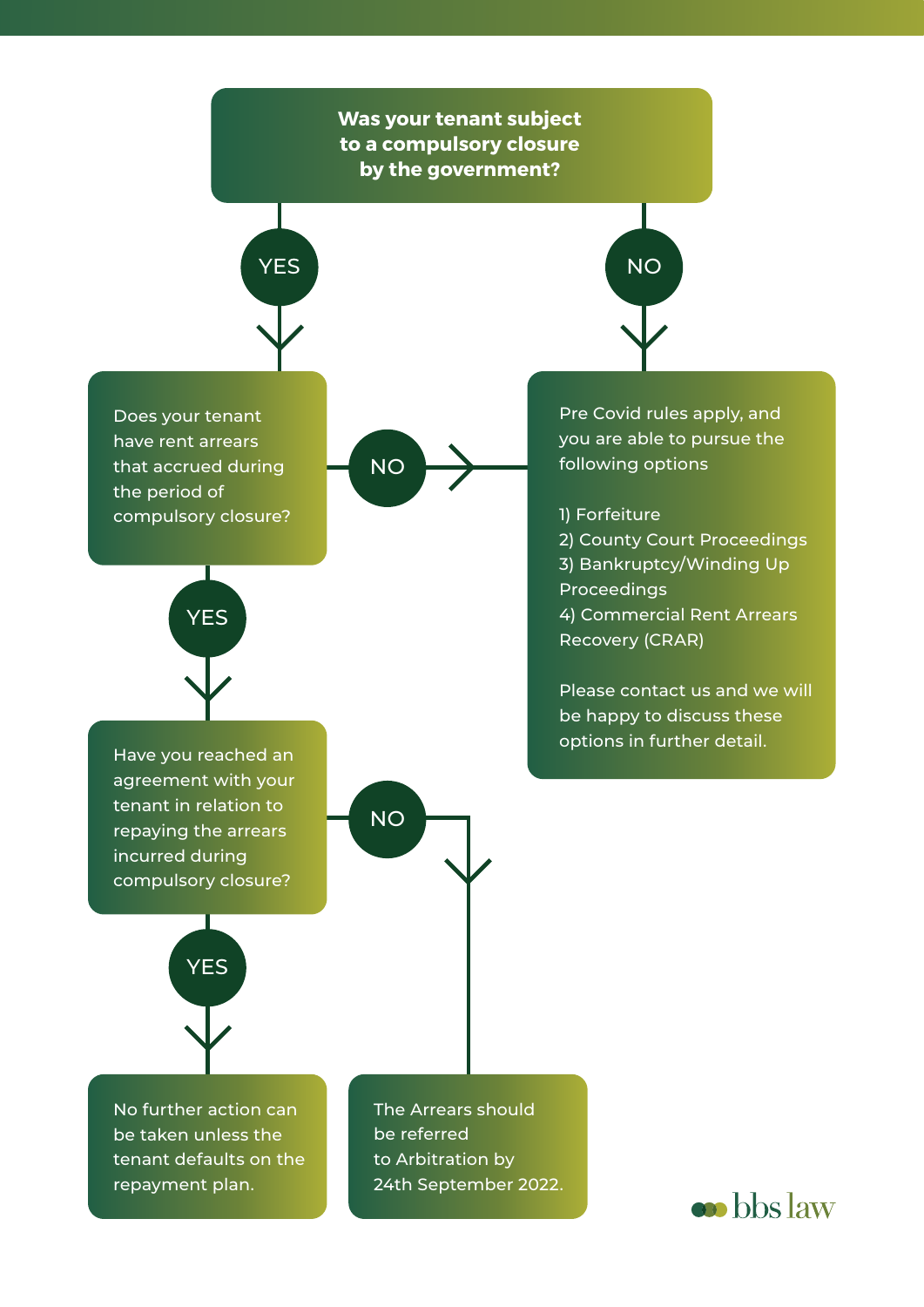**Was your tenant subject to a compulsory closure by the government?**

YES

NO

Does your tenant have rent arrears that accrued during the period of compulsory closure?

NO

Pre Covid rules apply, and you are able to pursue the following options

1) Forfeiture
2) County Court Proceedings
3) Bankruptcy/Winding Up Proceedings
4) Commercial Rent Arrears Recovery (CRAR)

Please contact us and we will be happy to discuss these options in further detail.

YES

Have you reached an agreement with your tenant in relation to repaying the arrears incurred during compulsory closure?

NO

YES

No further action can be taken unless the tenant defaults on the repayment plan.

The Arrears should be referred to Arbitration by 24th September 2022.

bbs law